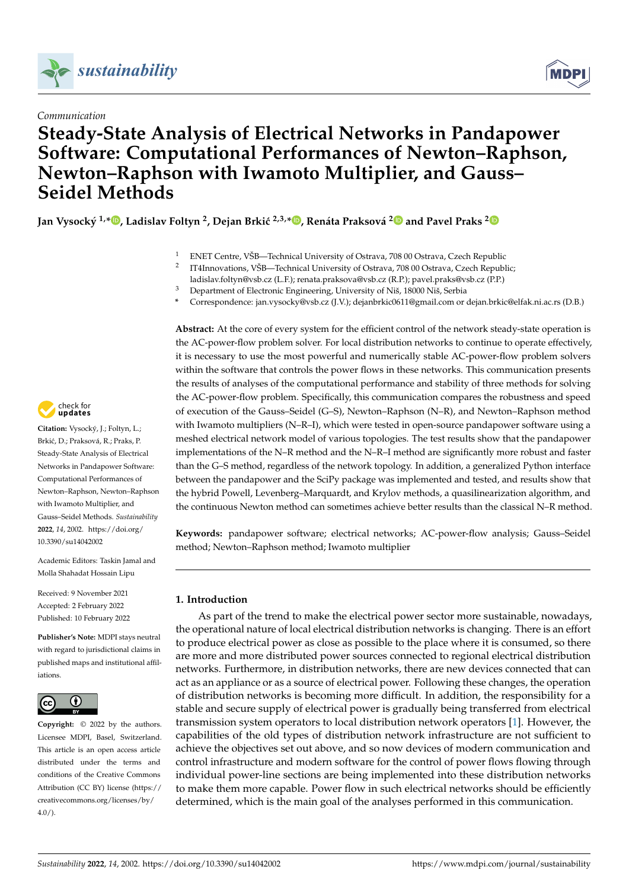*Communication*

# Steady-State Analysis of Electrical Networks in Pandapower Software: Computational Performances of Newton–Raphson, Newton–Raphson with Iwamoto Multiplier, and Gauss–Seidel Methods

**Jan Vysocký [1,*], Ladislav Foltyn [2], Dejan Brkić [2,3,*], Renáta Praksová [2] and Pavel Praks [2]**

1. ENET Centre, VŠB—Technical University of Ostrava, 708 00 Ostrava, Czech Republic
2. IT4Innovations, VŠB—Technical University of Ostrava, 708 00 Ostrava, Czech Republic; ladislav.foltyn@vsb.cz (L.F.); renata.praksova@vsb.cz (R.P.); pavel.praks@vsb.cz (P.P.)
3. Department of Electronic Engineering, University of Niš, 18000 Niš, Serbia

\* Correspondence: jan.vysocky@vsb.cz (J.V.); dejanbrkic0611@gmail.com or dejan.brkic@elfak.ni.ac.rs (D.B.)

**Citation:** Vysocký, J.; Foltyn, L.; Brkić, D.; Praksová, R.; Praks, P. Steady-State Analysis of Electrical Networks in Pandapower Software: Computational Performances of Newton–Raphson, Newton–Raphson with Iwamoto Multiplier, and Gauss–Seidel Methods. *Sustainability* **2022**, *14*, 2002. https://doi.org/10.3390/su14042002

Academic Editors: Taskin Jamal and Molla Shahadat Hossain Lipu

Received: 9 November 2021
Accepted: 2 February 2022
Published: 10 February 2022

**Publisher's Note:** MDPI stays neutral with regard to jurisdictional claims in published maps and institutional affiliations.

**Copyright:** © 2022 by the authors. Licensee MDPI, Basel, Switzerland. This article is an open access article distributed under the terms and conditions of the Creative Commons Attribution (CC BY) license (https://creativecommons.org/licenses/by/4.0/).

**Abstract:** At the core of every system for the efficient control of the network steady-state operation is the AC-power-flow problem solver. For local distribution networks to continue to operate effectively, it is necessary to use the most powerful and numerically stable AC-power-flow problem solvers within the software that controls the power flows in these networks. This communication presents the results of analyses of the computational performance and stability of three methods for solving the AC-power-flow problem. Specifically, this communication compares the robustness and speed of execution of the Gauss–Seidel (G–S), Newton–Raphson (N–R), and Newton–Raphson method with Iwamoto multipliers (N–R–I), which were tested in open-source pandapower software using a meshed electrical network model of various topologies. The test results show that the pandapower implementations of the N–R method and the N–R–I method are significantly more robust and faster than the G–S method, regardless of the network topology. In addition, a generalized Python interface between the pandapower and the SciPy package was implemented and tested, and results show that the hybrid Powell, Levenberg–Marquardt, and Krylov methods, a quasilinearization algorithm, and the continuous Newton method can sometimes achieve better results than the classical N–R method.

**Keywords:** pandapower software; electrical networks; AC-power-flow analysis; Gauss–Seidel method; Newton–Raphson method; Iwamoto multiplier

## 1. Introduction

As part of the trend to make the electrical power sector more sustainable, nowadays, the operational nature of local electrical distribution networks is changing. There is an effort to produce electrical power as close as possible to the place where it is consumed, so there are more and more distributed power sources connected to regional electrical distribution networks. Furthermore, in distribution networks, there are new devices connected that can act as an appliance or as a source of electrical power. Following these changes, the operation of distribution networks is becoming more difficult. In addition, the responsibility for a stable and secure supply of electrical power is gradually being transferred from electrical transmission system operators to local distribution network operators [1]. However, the capabilities of the old types of distribution network infrastructure are not sufficient to achieve the objectives set out above, and so now devices of modern communication and control infrastructure and modern software for the control of power flows flowing through individual power-line sections are being implemented into these distribution networks to make them more capable. Power flow in such electrical networks should be efficiently determined, which is the main goal of the analyses performed in this communication.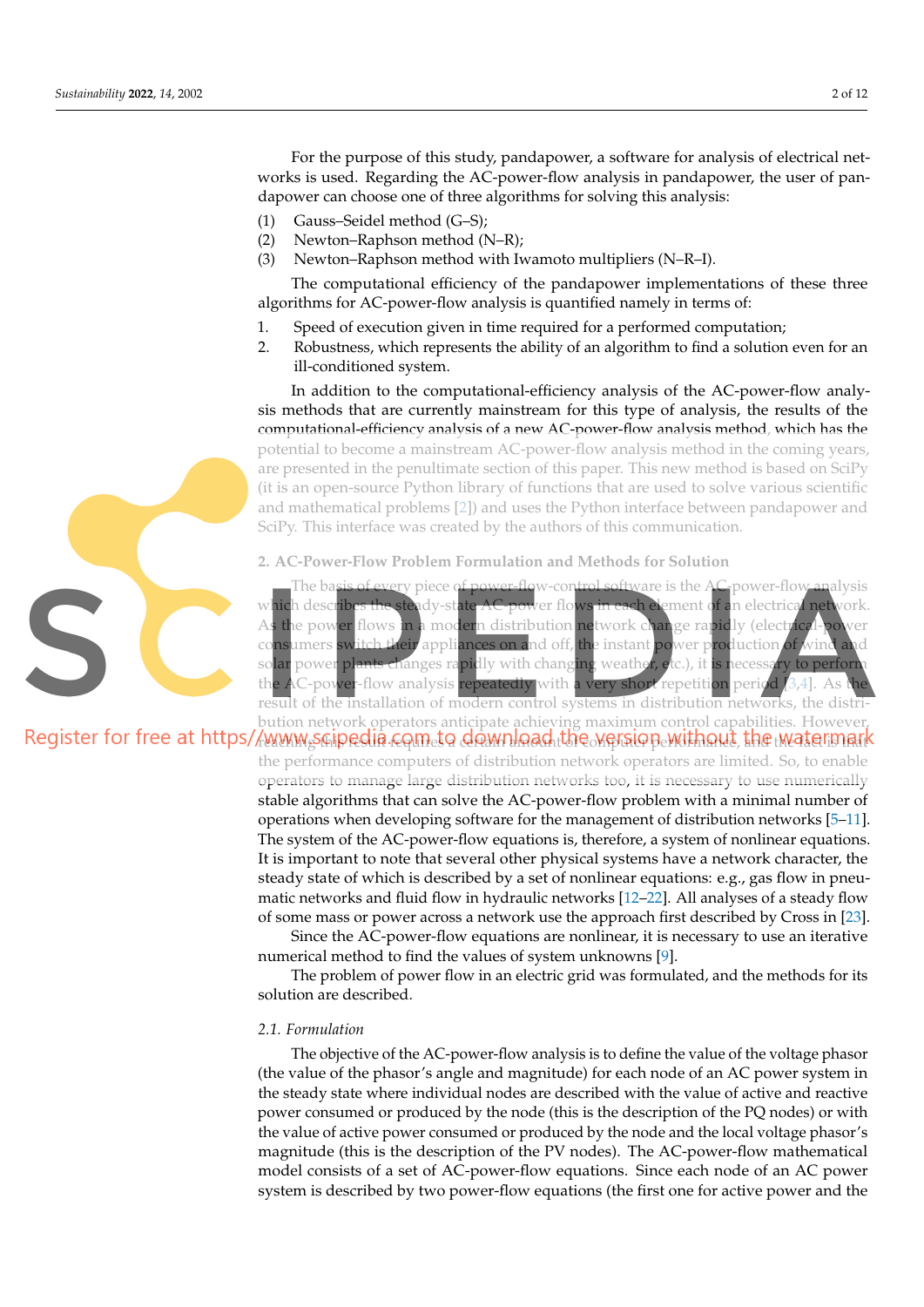For the purpose of this study, pandapower, a software for analysis of electrical networks is used. Regarding the AC-power-flow analysis in pandapower, the user of pandapower can choose one of three algorithms for solving this analysis:

(1) Gauss–Seidel method (G–S);
(2) Newton–Raphson method (N–R);
(3) Newton–Raphson method with Iwamoto multipliers (N–R–I).

The computational efficiency of the pandapower implementations of these three algorithms for AC-power-flow analysis is quantified namely in terms of:

1. Speed of execution given in time required for a performed computation;
2. Robustness, which represents the ability of an algorithm to find a solution even for an ill-conditioned system.

In addition to the computational-efficiency analysis of the AC-power-flow analysis methods that are currently mainstream for this type of analysis, the results of the computational-efficiency analysis of a new AC-power-flow analysis method, which has the potential to become a mainstream AC-power-flow analysis method in the coming years, are presented in the penultimate section of this paper. This new method is based on SciPy (it is an open-source Python library of functions that are used to solve various scientific and mathematical problems [2]) and uses the Python interface between pandapower and SciPy. This interface was created by the authors of this communication.

## 2. AC-Power-Flow Problem Formulation and Methods for Solution

The basis of every piece of power-flow-control software is the AC-power-flow analysis which describes the steady-state AC power flows in each element of an electrical network. As the power flows in a modern distribution network change rapidly (electrical-power consumers switch their appliances on and off, the instant power production of wind and solar power plants changes rapidly with changing weather, etc.), it is necessary to perform the AC-power-flow analysis repeatedly with a very short repetition period [3,4]. As the result of the installation of modern control systems in distribution networks, the distribution network operators anticipate achieving maximum control capabilities. However, reaching this result requires a certain amount of computer performance, and the fact is that the performance computers of distribution network operators are limited. So, to enable operators to manage large distribution networks too, it is necessary to use numerically stable algorithms that can solve the AC-power-flow problem with a minimal number of operations when developing software for the management of distribution networks [5–11]. The system of the AC-power-flow equations is, therefore, a system of nonlinear equations. It is important to note that several other physical systems have a network character, the steady state of which is described by a set of nonlinear equations: e.g., gas flow in pneumatic networks and fluid flow in hydraulic networks [12–22]. All analyses of a steady flow of some mass or power across a network use the approach first described by Cross in [23].

Since the AC-power-flow equations are nonlinear, it is necessary to use an iterative numerical method to find the values of system unknowns [9].

The problem of power flow in an electric grid was formulated, and the methods for its solution are described.

### 2.1. Formulation

The objective of the AC-power-flow analysis is to define the value of the voltage phasor (the value of the phasor's angle and magnitude) for each node of an AC power system in the steady state where individual nodes are described with the value of active and reactive power consumed or produced by the node (this is the description of the PQ nodes) or with the value of active power consumed or produced by the node and the local voltage phasor's magnitude (this is the description of the PV nodes). The AC-power-flow mathematical model consists of a set of AC-power-flow equations. Since each node of an AC power system is described by two power-flow equations (the first one for active power and the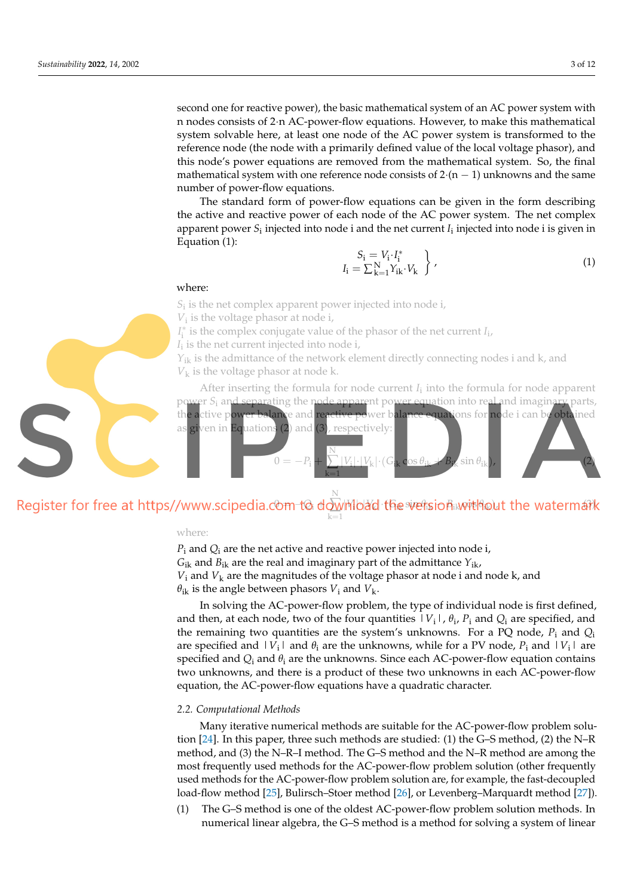second one for reactive power), the basic mathematical system of an AC power system with n nodes consists of 2·n AC-power-flow equations. However, to make this mathematical system solvable here, at least one node of the AC power system is transformed to the reference node (the node with a primarily defined value of the local voltage phasor), and this node's power equations are removed from the mathematical system. So, the final mathematical system with one reference node consists of 2·(n − 1) unknowns and the same number of power-flow equations.

The standard form of power-flow equations can be given in the form describing the active and reactive power of each node of the AC power system. The net complex apparent power $S_i$ injected into node i and the net current $I_i$ injected into node i is given in Equation (1):

$$\left.\begin{array}{c} S_i = V_i \cdot I_i^* \\ I_i = \sum_{k=1}^{N} Y_{ik} \cdot V_k \end{array}\right\}, \tag{1}$$

where:

$S_i$ is the net complex apparent power injected into node i,
$V_i$ is the voltage phasor at node i,
$I_i^*$ is the complex conjugate value of the phasor of the net current $I_i$,
$I_i$ is the net current injected into node i,
$Y_{ik}$ is the admittance of the network element directly connecting nodes i and k, and
$V_k$ is the voltage phasor at node k.

After inserting the formula for node current $I_i$ into the formula for node apparent power $S_i$ and separating the node apparent power equation into real and imaginary parts, the active power balance and reactive power balance equations for node i can be obtained as given in Equations (2) and (3), respectively:

$$0 = -P_i + \sum_{k=1}^{N} |V_i| \cdot |V_k| \cdot (G_{ik} \cos\theta_{ik} + B_{ik} \sin\theta_{ik}), \tag{2}$$

$$0 = -Q_i + \sum_{k=1}^{N} |V_i| \cdot |V_k| \cdot (G_{ik} \sin\theta_{ik} - B_{ik} \cos\theta_{ik}), \tag{3}$$

where:

$P_i$ and $Q_i$ are the net active and reactive power injected into node i,
$G_{ik}$ and $B_{ik}$ are the real and imaginary part of the admittance $Y_{ik}$,
$V_i$ and $V_k$ are the magnitudes of the voltage phasor at node i and node k, and
$\theta_{ik}$ is the angle between phasors $V_i$ and $V_k$.

In solving the AC-power-flow problem, the type of individual node is first defined, and then, at each node, two of the four quantities $|V_i|$, $\theta_i$, $P_i$ and $Q_i$ are specified, and the remaining two quantities are the system's unknowns. For a PQ node, $P_i$ and $Q_i$ are specified and $|V_i|$ and $\theta_i$ are the unknowns, while for a PV node, $P_i$ and $|V_i|$ are specified and $Q_i$ and $\theta_i$ are the unknowns. Since each AC-power-flow equation contains two unknowns, and there is a product of these two unknowns in each AC-power-flow equation, the AC-power-flow equations have a quadratic character.

### 2.2. Computational Methods

Many iterative numerical methods are suitable for the AC-power-flow problem solution [24]. In this paper, three such methods are studied: (1) the G–S method, (2) the N–R method, and (3) the N–R–I method. The G–S method and the N–R method are among the most frequently used methods for the AC-power-flow problem solution (other frequently used methods for the AC-power-flow problem solution are, for example, the fast-decoupled load-flow method [25], Bulirsch–Stoer method [26], or Levenberg–Marquardt method [27]).

(1) The G–S method is one of the oldest AC-power-flow problem solution methods. In numerical linear algebra, the G–S method is a method for solving a system of linear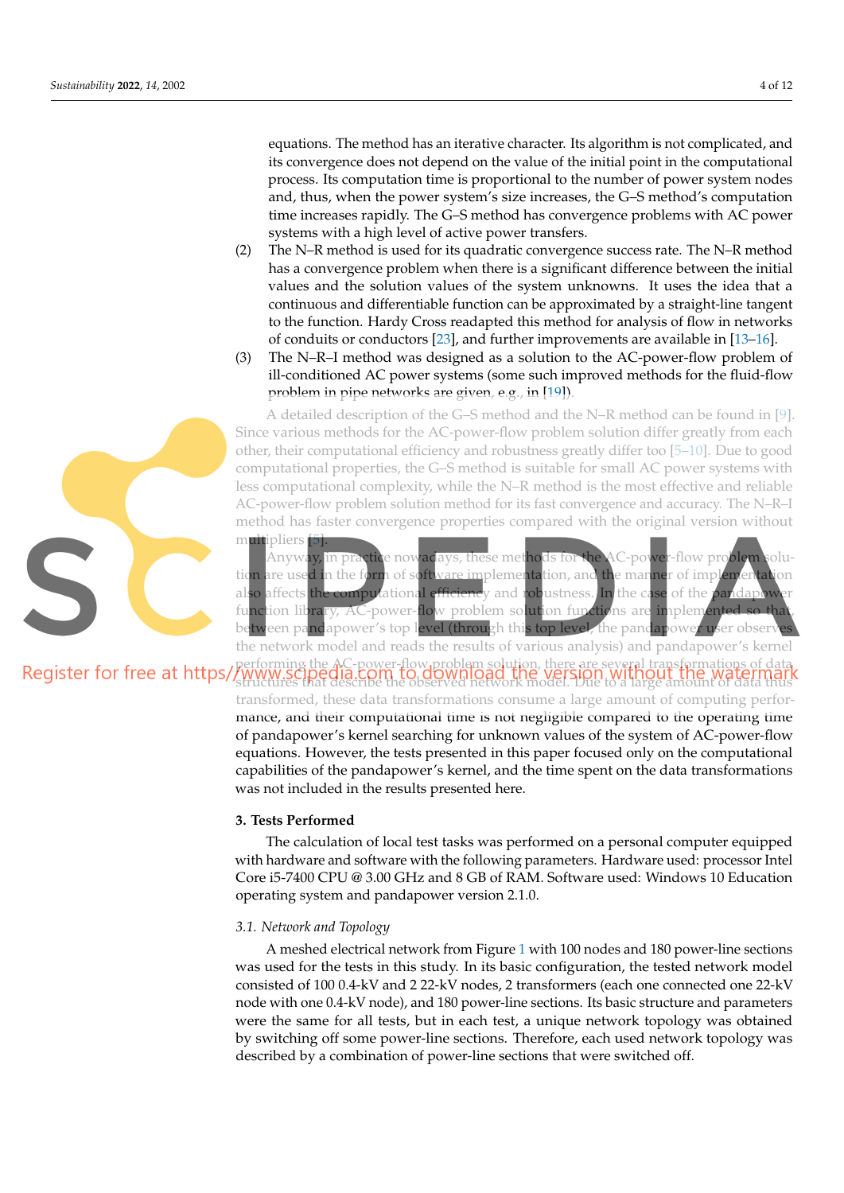equations. The method has an iterative character. Its algorithm is not complicated, and its convergence does not depend on the value of the initial point in the computational process. Its computation time is proportional to the number of power system nodes and, thus, when the power system's size increases, the G–S method's computation time increases rapidly. The G–S method has convergence problems with AC power systems with a high level of active power transfers.

(2) The N–R method is used for its quadratic convergence success rate. The N–R method has a convergence problem when there is a significant difference between the initial values and the solution values of the system unknowns. It uses the idea that a continuous and differentiable function can be approximated by a straight-line tangent to the function. Hardy Cross readapted this method for analysis of flow in networks of conduits or conductors [23], and further improvements are available in [13–16].

(3) The N–R–I method was designed as a solution to the AC-power-flow problem of ill-conditioned AC power systems (some such improved methods for the fluid-flow problem in pipe networks are given, e.g., in [19]).

A detailed description of the G–S method and the N–R method can be found in [9]. Since various methods for the AC-power-flow problem solution differ greatly from each other, their computational efficiency and robustness greatly differ too [5–10]. Due to good computational properties, the G–S method is suitable for small AC power systems with less computational complexity, while the N–R method is the most effective and reliable AC-power-flow problem solution method for its fast convergence and accuracy. The N–R–I method has faster convergence properties compared with the original version without multipliers [5].

Anyway, in practice nowadays, these methods for the AC-power-flow problem solution are used in the form of software implementation, and the manner of implementation also affects the computational efficiency and robustness. In the case of the pandapower function library, AC-power-flow problem solution functions are implemented so that, between pandapower's top level (through this top level, the pandapower user observes the network model and reads the results of various analysis) and pandapower's kernel performing the AC-power-flow problem solution, there are several transformations of data structures that describe the observed network model. Due to a large amount of data thus transformed, these data transformations consume a large amount of computing performance, and their computational time is not negligible compared to the operating time of pandapower's kernel searching for unknown values of the system of AC-power-flow equations. However, the tests presented in this paper focused only on the computational capabilities of the pandapower's kernel, and the time spent on the data transformations was not included in the results presented here.

## 3. Tests Performed

The calculation of local test tasks was performed on a personal computer equipped with hardware and software with the following parameters. Hardware used: processor Intel Core i5-7400 CPU @ 3.00 GHz and 8 GB of RAM. Software used: Windows 10 Education operating system and pandapower version 2.1.0.

### *3.1. Network and Topology*

A meshed electrical network from Figure 1 with 100 nodes and 180 power-line sections was used for the tests in this study. In its basic configuration, the tested network model consisted of 100 0.4-kV and 2 22-kV nodes, 2 transformers (each one connected one 22-kV node with one 0.4-kV node), and 180 power-line sections. Its basic structure and parameters were the same for all tests, but in each test, a unique network topology was obtained by switching off some power-line sections. Therefore, each used network topology was described by a combination of power-line sections that were switched off.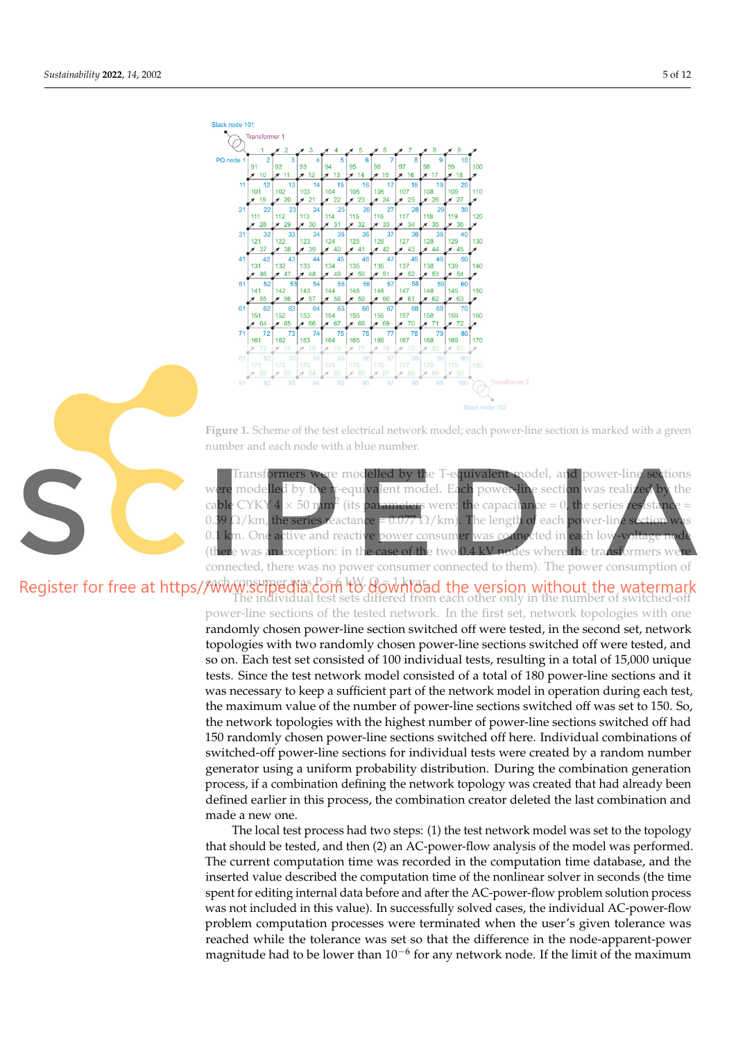Slack node 101

Transformer 1

PQ node 1

Transformer 2

Slack node 102

**Figure 1.** Scheme of the test electrical network model; each power-line section is marked with a green number and each node with a blue number.

Transformers were modelled by the T-equivalent model, and power-line sections were modelled by the π-equivalent model. Each power-line section was realized by the cable CYKY 4 × 50 mm$^2$ (its parameters were: the capacitance = 0, the series resistance = 0.39 Ω/km, the series reactance = 0.077 Ω/km). The length of each power-line section was 0.1 km. One active and reactive power consumer was connected in each low-voltage node (there was an exception: in the case of the two 0.4 kV nodes where the transformers were connected, there was no power consumer connected to them). The power consumption of each consumer was P = 6 kW, Q = 1 kvar.

The individual test sets differed from each other only in the number of switched-off power-line sections of the tested network. In the first set, network topologies with one randomly chosen power-line section switched off were tested, in the second set, network topologies with two randomly chosen power-line sections switched off were tested, and so on. Each test set consisted of 100 individual tests, resulting in a total of 15,000 unique tests. Since the test network model consisted of a total of 180 power-line sections and it was necessary to keep a sufficient part of the network model in operation during each test, the maximum value of the number of power-line sections switched off was set to 150. So, the network topologies with the highest number of power-line sections switched off had 150 randomly chosen power-line sections switched off here. Individual combinations of switched-off power-line sections for individual tests were created by a random number generator using a uniform probability distribution. During the combination generation process, if a combination defining the network topology was created that had already been defined earlier in this process, the combination creator deleted the last combination and made a new one.

The local test process had two steps: (1) the test network model was set to the topology that should be tested, and then (2) an AC-power-flow analysis of the model was performed. The current computation time was recorded in the computation time database, and the inserted value described the computation time of the nonlinear solver in seconds (the time spent for editing internal data before and after the AC-power-flow problem solution process was not included in this value). In successfully solved cases, the individual AC-power-flow problem computation processes were terminated when the user's given tolerance was reached while the tolerance was set so that the difference in the node-apparent-power magnitude had to be lower than $10^{-6}$ for any network node. If the limit of the maximum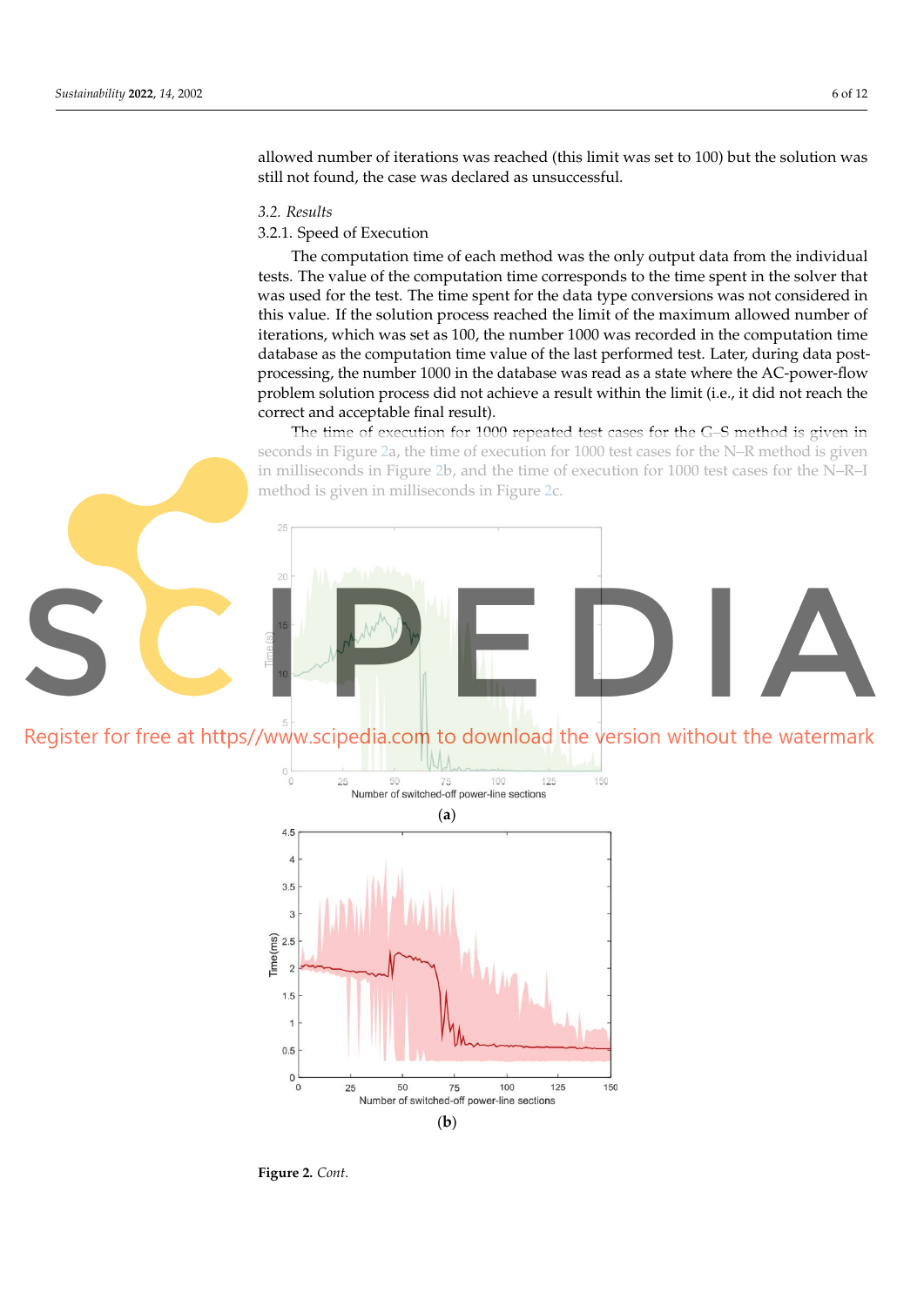allowed number of iterations was reached (this limit was set to 100) but the solution was still not found, the case was declared as unsuccessful.

### 3.2. Results

#### 3.2.1. Speed of Execution

The computation time of each method was the only output data from the individual tests. The value of the computation time corresponds to the time spent in the solver that was used for the test. The time spent for the data type conversions was not considered in this value. If the solution process reached the limit of the maximum allowed number of iterations, which was set as 100, the number 1000 was recorded in the computation time database as the computation time value of the last performed test. Later, during data post-processing, the number 1000 in the database was read as a state where the AC-power-flow problem solution process did not achieve a result within the limit (i.e., it did not reach the correct and acceptable final result).

The time of execution for 1000 repeated test cases for the G–S method is given in seconds in Figure 2a, the time of execution for 1000 test cases for the N–R method is given in milliseconds in Figure 2b, and the time of execution for 1000 test cases for the N–R–I method is given in milliseconds in Figure 2c.

Time (s)
0
5
10
15
20
25
0 25 50 75 100 125 150
Number of switched-off power-line sections

(a)

Time(ms)
0
0.5
1
1.5
2
2.5
3
3.5
4
4.5
0 25 50 75 100 125 150
Number of switched-off power-line sections

(b)

**Figure 2.** *Cont.*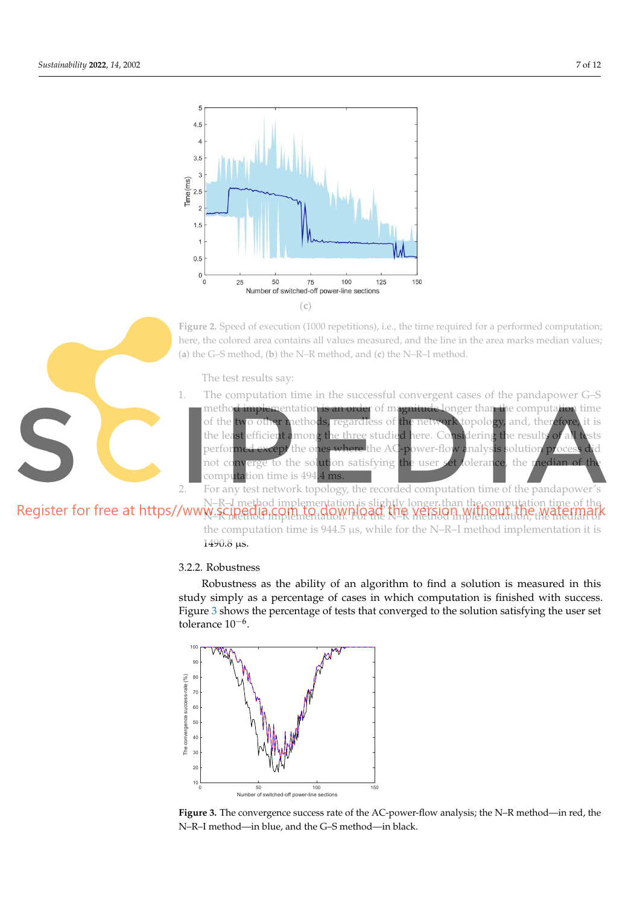5
4.5
4
3.5
3
2.5
2
1.5
1
0.5
0
Time (ms)
0 25 50 75 100 125 150
Number of switched-off power-line sections

(c)

**Figure 2.** Speed of execution (1000 repetitions), i.e., the time required for a performed computation; here, the colored area contains all values measured, and the line in the area marks median values; (**a**) the G–S method, (**b**) the N–R method, and (**c**) the N–R–I method.

The test results say:

1. The computation time in the successful convergent cases of the pandapower G–S method implementation is an order of magnitude longer than the computation time of the two other methods, regardless of the network topology, and, therefore, it is the least efficient among the three studied here. Considering the results of all tests performed except the ones where the AC-power-flow analysis solution process did not converge to the solution satisfying the user set tolerance, the median of the computation time is 494.4 ms.
2. For any test network topology, the recorded computation time of the pandapower's N–R–I method implementation is slightly longer than the computation time of the N–R method implementation. For the N–R method implementation, the median of the computation time is 944.5 µs, while for the N–R–I method implementation it is 1490.8 µs.

### 3.2.2. Robustness

Robustness as the ability of an algorithm to find a solution is measured in this study simply as a percentage of cases in which computation is finished with success. Figure 3 shows the percentage of tests that converged to the solution satisfying the user set tolerance $10^{-6}$.

100
90
80
70
60
50
40
30
20
10
The convergence success-rate (%)
0 50 100 150
Number of switched-off power-line sections

**Figure 3.** The convergence success rate of the AC-power-flow analysis; the N–R method—in red, the N–R–I method—in blue, and the G–S method—in black.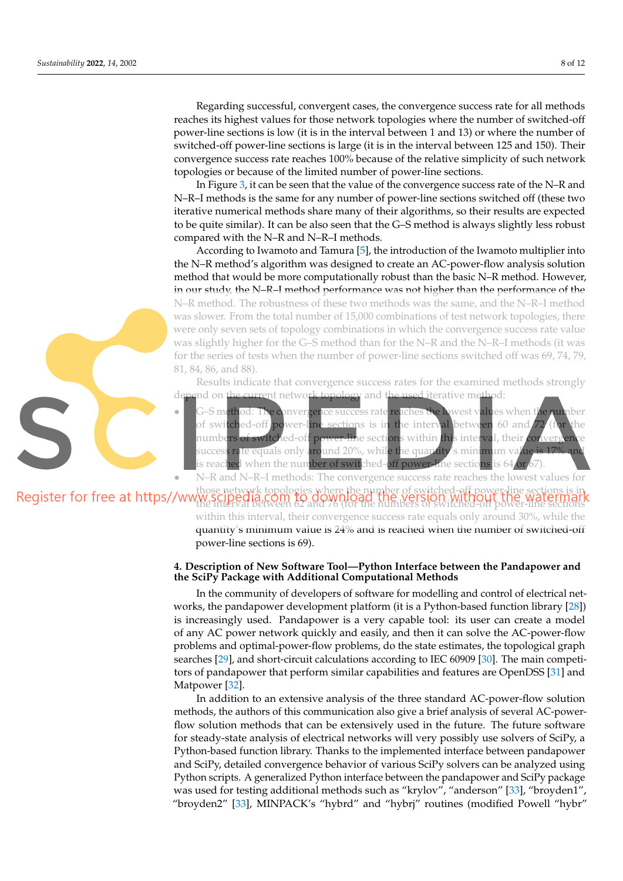Regarding successful, convergent cases, the convergence success rate for all methods reaches its highest values for those network topologies where the number of switched-off power-line sections is low (it is in the interval between 1 and 13) or where the number of switched-off power-line sections is large (it is in the interval between 125 and 150). Their convergence success rate reaches 100% because of the relative simplicity of such network topologies or because of the limited number of power-line sections.

In Figure 3, it can be seen that the value of the convergence success rate of the N–R and N–R–I methods is the same for any number of power-line sections switched off (these two iterative numerical methods share many of their algorithms, so their results are expected to be quite similar). It can be also seen that the G–S method is always slightly less robust compared with the N–R and N–R–I methods.

According to Iwamoto and Tamura [5], the introduction of the Iwamoto multiplier into the N–R method's algorithm was designed to create an AC-power-flow analysis solution method that would be more computationally robust than the basic N–R method. However, in our study, the N–R–I method performance was not higher than the performance of the N–R method. The robustness of these two methods was the same, and the N–R–I method was slower. From the total number of 15,000 combinations of test network topologies, there were only seven sets of topology combinations in which the convergence success rate value was slightly higher for the G–S method than for the N–R and the N–R–I methods (it was for the series of tests when the number of power-line sections switched off was 69, 74, 79, 81, 84, 86, and 88).

Results indicate that convergence success rates for the examined methods strongly depend on the current network topology and the used iterative method:

- G–S method: The convergence success rate reaches the lowest values when the number of switched-off power-line sections is in the interval between 60 and 72 (for the numbers of switched-off power-line sections within this interval, their convergence success rate equals only around 20%, while the quantity's minimum value is 17% and is reached when the number of switched-off power-line sections is 64 or 67).
- N–R and N–R–I methods: The convergence success rate reaches the lowest values for those network topologies where the number of switched-off power-line sections is in the interval between 62 and 76 (for the numbers of switched-off power-line sections within this interval, their convergence success rate equals only around 30%, while the quantity's minimum value is 24% and is reached when the number of switched-off power-line sections is 69).

## 4. Description of New Software Tool—Python Interface between the Pandapower and the SciPy Package with Additional Computational Methods

In the community of developers of software for modelling and control of electrical networks, the pandapower development platform (it is a Python-based function library [28]) is increasingly used. Pandapower is a very capable tool: its user can create a model of any AC power network quickly and easily, and then it can solve the AC-power-flow problems and optimal-power-flow problems, do the state estimates, the topological graph searches [29], and short-circuit calculations according to IEC 60909 [30]. The main competitors of pandapower that perform similar capabilities and features are OpenDSS [31] and Matpower [32].

In addition to an extensive analysis of the three standard AC-power-flow solution methods, the authors of this communication also give a brief analysis of several AC-power-flow solution methods that can be extensively used in the future. The future software for steady-state analysis of electrical networks will very possibly use solvers of SciPy, a Python-based function library. Thanks to the implemented interface between pandapower and SciPy, detailed convergence behavior of various SciPy solvers can be analyzed using Python scripts. A generalized Python interface between the pandapower and SciPy package was used for testing additional methods such as "krylov", "anderson" [33], "broyden1", "broyden2" [33], MINPACK's "hybrd" and "hybrj" routines (modified Powell "hybr"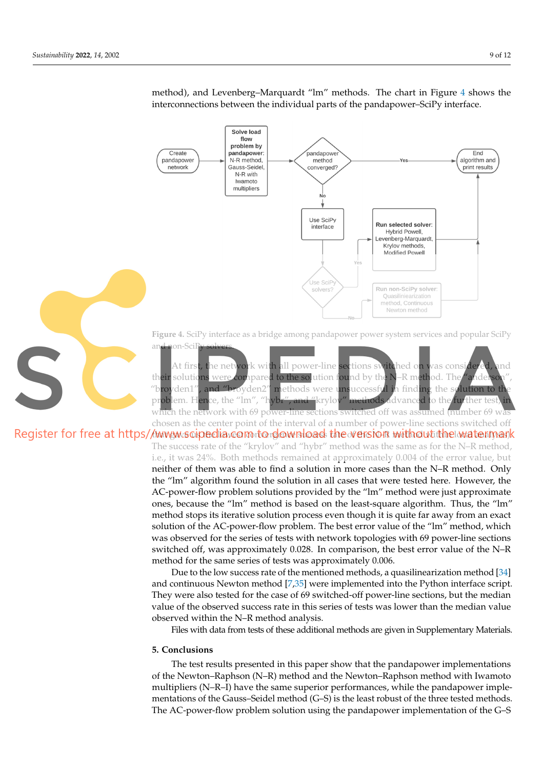method), and Levenberg–Marquardt "lm" methods. The chart in Figure 4 shows the interconnections between the individual parts of the pandapower–SciPy interface.

Create pandapower network

Solve load flow problem by pandapower: N-R method, Gauss-Seidel, N-R with Iwamoto multipliers

pandapower method converged?

Yes

No

End algorithm and print results

Use SciPy interface

Run selected solver: Hybrid Powell, Levenberg-Marquardt, Krylov methods, Modified Powell

Use SciPy solvers?

Yes

No

Run non-SciPy solver: Quasiliniearization method, Continuous Newton method

**Figure 4.** SciPy interface as a bridge among pandapower power system services and popular SciPy and non-SciPy solvers.

At first, the network with all power-line sections switched on was considered, and their solutions were compared to the solution found by the N–R method. The "anderson", "broyden1", and "broyden2" methods were unsuccessful in finding the solution to the problem. Hence, the "lm", "hybr", and "krylov" methods advanced to the further test, in which the network with 69 power-line sections switched off was assumed (number 69 was chosen as the center point of the interval of a number of power-line sections switched off in a given series of tests, for which the N–R method showed the lowest success rate). The success rate of the "krylov" and "hybr" method was the same as for the N–R method, i.e., it was 24%. Both methods remained at approximately 0.004 of the error value, but neither of them was able to find a solution in more cases than the N–R method. Only the "lm" algorithm found the solution in all cases that were tested here. However, the AC-power-flow problem solutions provided by the "lm" method were just approximate ones, because the "lm" method is based on the least-square algorithm. Thus, the "lm" method stops its iterative solution process even though it is quite far away from an exact solution of the AC-power-flow problem. The best error value of the "lm" method, which was observed for the series of tests with network topologies with 69 power-line sections switched off, was approximately 0.028. In comparison, the best error value of the N–R method for the same series of tests was approximately 0.006.

Due to the low success rate of the mentioned methods, a quasilinearization method [34] and continuous Newton method [7,35] were implemented into the Python interface script. They were also tested for the case of 69 switched-off power-line sections, but the median value of the observed success rate in this series of tests was lower than the median value observed within the N–R method analysis.

Files with data from tests of these additional methods are given in Supplementary Materials.

## 5. Conclusions

The test results presented in this paper show that the pandapower implementations of the Newton–Raphson (N–R) method and the Newton–Raphson method with Iwamoto multipliers (N–R–I) have the same superior performances, while the pandapower implementations of the Gauss–Seidel method (G–S) is the least robust of the three tested methods. The AC-power-flow problem solution using the pandapower implementation of the G–S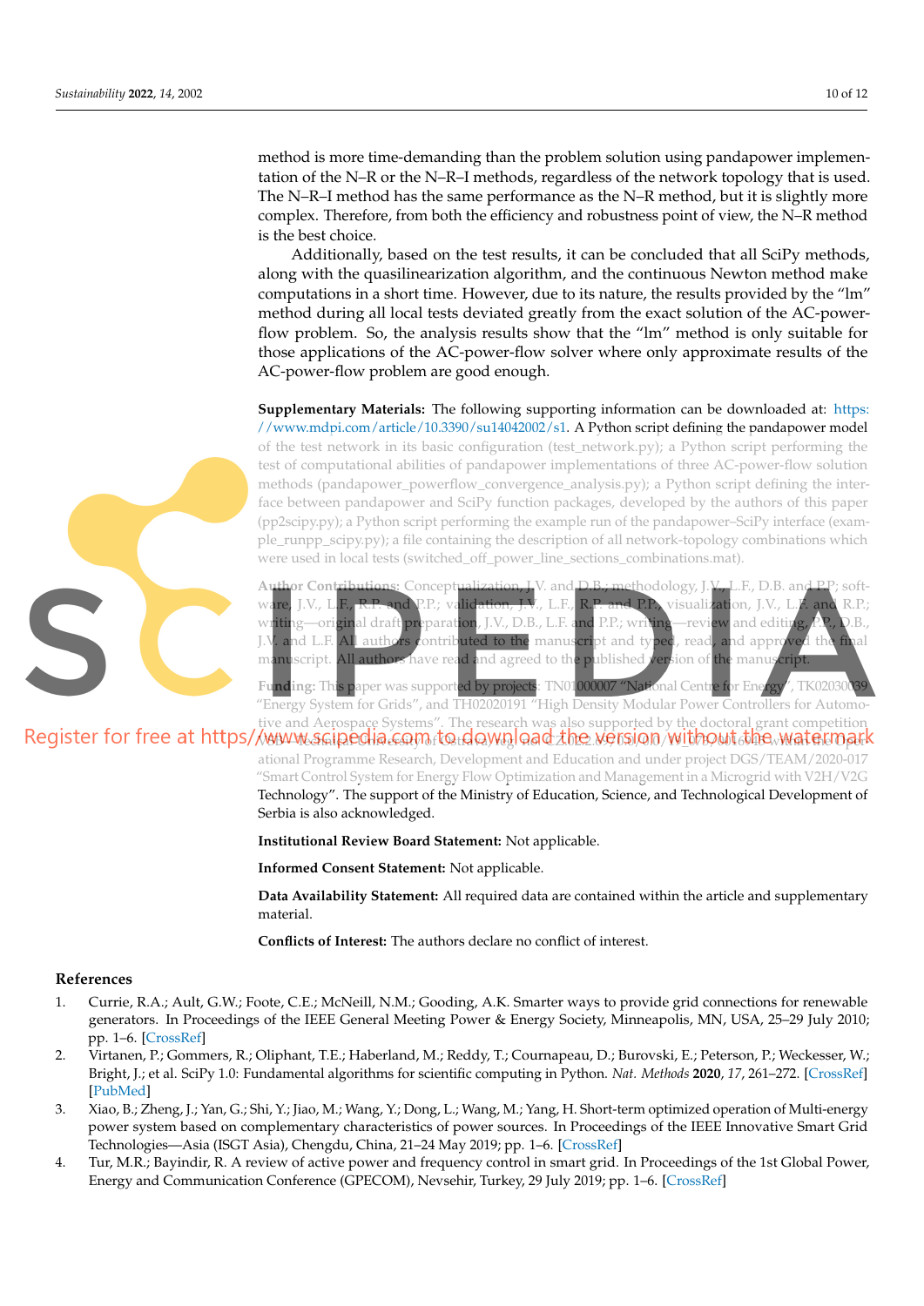method is more time-demanding than the problem solution using pandapower implementation of the N–R or the N–R–I methods, regardless of the network topology that is used. The N–R–I method has the same performance as the N–R method, but it is slightly more complex. Therefore, from both the efficiency and robustness point of view, the N–R method is the best choice.

Additionally, based on the test results, it can be concluded that all SciPy methods, along with the quasilinearization algorithm, and the continuous Newton method make computations in a short time. However, due to its nature, the results provided by the "lm" method during all local tests deviated greatly from the exact solution of the AC-power-flow problem. So, the analysis results show that the "lm" method is only suitable for those applications of the AC-power-flow solver where only approximate results of the AC-power-flow problem are good enough.

**Supplementary Materials:** The following supporting information can be downloaded at: https://www.mdpi.com/article/10.3390/su14042002/s1. A Python script defining the pandapower model of the test network in its basic configuration (test_network.py); a Python script performing the test of computational abilities of pandapower implementations of three AC-power-flow solution methods (pandapower_powerflow_convergence_analysis.py); a Python script defining the interface between pandapower and SciPy function packages, developed by the authors of this paper (pp2scipy.py); a Python script performing the example run of the pandapower–SciPy interface (example_runpp_scipy.py); a file containing the description of all network-topology combinations which were used in local tests (switched_off_power_line_sections_combinations.mat).

**Author Contributions:** Conceptualization, J.V. and D.B.; methodology, J.V., L.F., D.B. and P.P.; software, J.V., L.F., R.P. and P.P.; validation, J.V., L.F., R.P. and P.P.; visualization, J.V., L.F. and R.P.; writing—original draft preparation, J.V., D.B., L.F. and P.P.; writing—review and editing, P.P., D.B., J.V. and L.F. All authors contributed to the manuscript and typed, read, and approved the final manuscript. All authors have read and agreed to the published version of the manuscript.

**Funding:** This paper was supported by projects: TN01000007 "National Centre for Energy", TK02030039 "Energy System for Grids", and TH02020191 "High Density Modular Power Controllers for Automotive and Aerospace Systems". The research was also supported by the doctoral grant competition VSB—Technical University of Ostrava, reg. no. CZ.02.2.69/0.0/0.0/19_073/0016945 within the Operational Programme Research, Development and Education and under project DGS/TEAM/2020-017 "Smart Control System for Energy Flow Optimization and Management in a Microgrid with V2H/V2G Technology". The support of the Ministry of Education, Science, and Technological Development of Serbia is also acknowledged.

**Institutional Review Board Statement:** Not applicable.

**Informed Consent Statement:** Not applicable.

**Data Availability Statement:** All required data are contained within the article and supplementary material.

**Conflicts of Interest:** The authors declare no conflict of interest.

## References

1. Currie, R.A.; Ault, G.W.; Foote, C.E.; McNeill, N.M.; Gooding, A.K. Smarter ways to provide grid connections for renewable generators. In Proceedings of the IEEE General Meeting Power & Energy Society, Minneapolis, MN, USA, 25–29 July 2010; pp. 1–6. [CrossRef]
2. Virtanen, P.; Gommers, R.; Oliphant, T.E.; Haberland, M.; Reddy, T.; Cournapeau, D.; Burovski, E.; Peterson, P.; Weckesser, W.; Bright, J.; et al. SciPy 1.0: Fundamental algorithms for scientific computing in Python. *Nat. Methods* **2020**, *17*, 261–272. [CrossRef] [PubMed]
3. Xiao, B.; Zheng, J.; Yan, G.; Shi, Y.; Jiao, M.; Wang, Y.; Dong, L.; Wang, M.; Yang, H. Short-term optimized operation of Multi-energy power system based on complementary characteristics of power sources. In Proceedings of the IEEE Innovative Smart Grid Technologies—Asia (ISGT Asia), Chengdu, China, 21–24 May 2019; pp. 1–6. [CrossRef]
4. Tur, M.R.; Bayindir, R. A review of active power and frequency control in smart grid. In Proceedings of the 1st Global Power, Energy and Communication Conference (GPECOM), Nevsehir, Turkey, 29 July 2019; pp. 1–6. [CrossRef]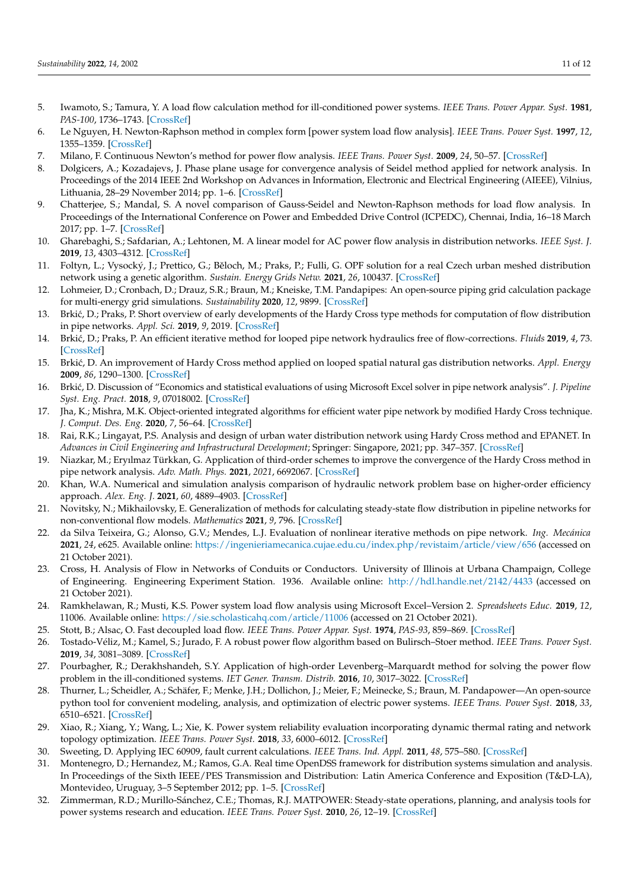5. Iwamoto, S.; Tamura, Y. A load flow calculation method for ill-conditioned power systems. *IEEE Trans. Power Appar. Syst.* **1981**, *PAS-100*, 1736–1743. [CrossRef]
6. Le Nguyen, H. Newton-Raphson method in complex form [power system load flow analysis]. *IEEE Trans. Power Syst.* **1997**, *12*, 1355–1359. [CrossRef]
7. Milano, F. Continuous Newton's method for power flow analysis. *IEEE Trans. Power Syst.* **2009**, *24*, 50–57. [CrossRef]
8. Dolgicers, A.; Kozadajevs, J. Phase plane usage for convergence analysis of Seidel method applied for network analysis. In Proceedings of the 2014 IEEE 2nd Workshop on Advances in Information, Electronic and Electrical Engineering (AIEEE), Vilnius, Lithuania, 28–29 November 2014; pp. 1–6. [CrossRef]
9. Chatterjee, S.; Mandal, S. A novel comparison of Gauss-Seidel and Newton-Raphson methods for load flow analysis. In Proceedings of the International Conference on Power and Embedded Drive Control (ICPEDC), Chennai, India, 16–18 March 2017; pp. 1–7. [CrossRef]
10. Gharebaghi, S.; Safdarian, A.; Lehtonen, M. A linear model for AC power flow analysis in distribution networks. *IEEE Syst. J.* **2019**, *13*, 4303–4312. [CrossRef]
11. Foltyn, L.; Vysocký, J.; Prettico, G.; Běloch, M.; Praks, P.; Fulli, G. OPF solution for a real Czech urban meshed distribution network using a genetic algorithm. *Sustain. Energy Grids Netw.* **2021**, *26*, 100437. [CrossRef]
12. Lohmeier, D.; Cronbach, D.; Drauz, S.R.; Braun, M.; Kneiske, T.M. Pandapipes: An open-source piping grid calculation package for multi-energy grid simulations. *Sustainability* **2020**, *12*, 9899. [CrossRef]
13. Brkić, D.; Praks, P. Short overview of early developments of the Hardy Cross type methods for computation of flow distribution in pipe networks. *Appl. Sci.* **2019**, *9*, 2019. [CrossRef]
14. Brkić, D.; Praks, P. An efficient iterative method for looped pipe network hydraulics free of flow-corrections. *Fluids* **2019**, *4*, 73. [CrossRef]
15. Brkić, D. An improvement of Hardy Cross method applied on looped spatial natural gas distribution networks. *Appl. Energy* **2009**, *86*, 1290–1300. [CrossRef]
16. Brkić, D. Discussion of "Economics and statistical evaluations of using Microsoft Excel solver in pipe network analysis". *J. Pipeline Syst. Eng. Pract.* **2018**, *9*, 07018002. [CrossRef]
17. Jha, K.; Mishra, M.K. Object-oriented integrated algorithms for efficient water pipe network by modified Hardy Cross technique. *J. Comput. Des. Eng.* **2020**, *7*, 56–64. [CrossRef]
18. Rai, R.K.; Lingayat, P.S. Analysis and design of urban water distribution network using Hardy Cross method and EPANET. In *Advances in Civil Engineering and Infrastructural Development*; Springer: Singapore, 2021; pp. 347–357. [CrossRef]
19. Niazkar, M.; Eryılmaz Türkkan, G. Application of third-order schemes to improve the convergence of the Hardy Cross method in pipe network analysis. *Adv. Math. Phys.* **2021**, *2021*, 6692067. [CrossRef]
20. Khan, W.A. Numerical and simulation analysis comparison of hydraulic network problem base on higher-order efficiency approach. *Alex. Eng. J.* **2021**, *60*, 4889–4903. [CrossRef]
21. Novitsky, N.; Mikhailovsky, E. Generalization of methods for calculating steady-state flow distribution in pipeline networks for non-conventional flow models. *Mathematics* **2021**, *9*, 796. [CrossRef]
22. da Silva Teixeira, G.; Alonso, G.V.; Mendes, L.J. Evaluation of nonlinear iterative methods on pipe network. *Ing. Mecánica* **2021**, *24*, e625. Available online: https://ingenieriamecanica.cujae.edu.cu/index.php/revistaim/article/view/656 (accessed on 21 October 2021).
23. Cross, H. Analysis of Flow in Networks of Conduits or Conductors. University of Illinois at Urbana Champaign, College of Engineering. Engineering Experiment Station. 1936. Available online: http://hdl.handle.net/2142/4433 (accessed on 21 October 2021).
24. Ramkhelawan, R.; Musti, K.S. Power system load flow analysis using Microsoft Excel–Version 2. *Spreadsheets Educ.* **2019**, *12*, 11006. Available online: https://sie.scholasticahq.com/article/11006 (accessed on 21 October 2021).
25. Stott, B.; Alsac, O. Fast decoupled load flow. *IEEE Trans. Power Appar. Syst.* **1974**, *PAS-93*, 859–869. [CrossRef]
26. Tostado-Véliz, M.; Kamel, S.; Jurado, F. A robust power flow algorithm based on Bulirsch–Stoer method. *IEEE Trans. Power Syst.* **2019**, *34*, 3081–3089. [CrossRef]
27. Pourbagher, R.; Derakhshandeh, S.Y. Application of high-order Levenberg–Marquardt method for solving the power flow problem in the ill-conditioned systems. *IET Gener. Transm. Distrib.* **2016**, *10*, 3017–3022. [CrossRef]
28. Thurner, L.; Scheidler, A.; Schäfer, F.; Menke, J.H.; Dollichon, J.; Meier, F.; Meinecke, S.; Braun, M. Pandapower—An open-source python tool for convenient modeling, analysis, and optimization of electric power systems. *IEEE Trans. Power Syst.* **2018**, *33*, 6510–6521. [CrossRef]
29. Xiao, R.; Xiang, Y.; Wang, L.; Xie, K. Power system reliability evaluation incorporating dynamic thermal rating and network topology optimization. *IEEE Trans. Power Syst.* **2018**, *33*, 6000–6012. [CrossRef]
30. Sweeting, D. Applying IEC 60909, fault current calculations. *IEEE Trans. Ind. Appl.* **2011**, *48*, 575–580. [CrossRef]
31. Montenegro, D.; Hernandez, M.; Ramos, G.A. Real time OpenDSS framework for distribution systems simulation and analysis. In Proceedings of the Sixth IEEE/PES Transmission and Distribution: Latin America Conference and Exposition (T&D-LA), Montevideo, Uruguay, 3–5 September 2012; pp. 1–5. [CrossRef]
32. Zimmerman, R.D.; Murillo-Sánchez, C.E.; Thomas, R.J. MATPOWER: Steady-state operations, planning, and analysis tools for power systems research and education. *IEEE Trans. Power Syst.* **2010**, *26*, 12–19. [CrossRef]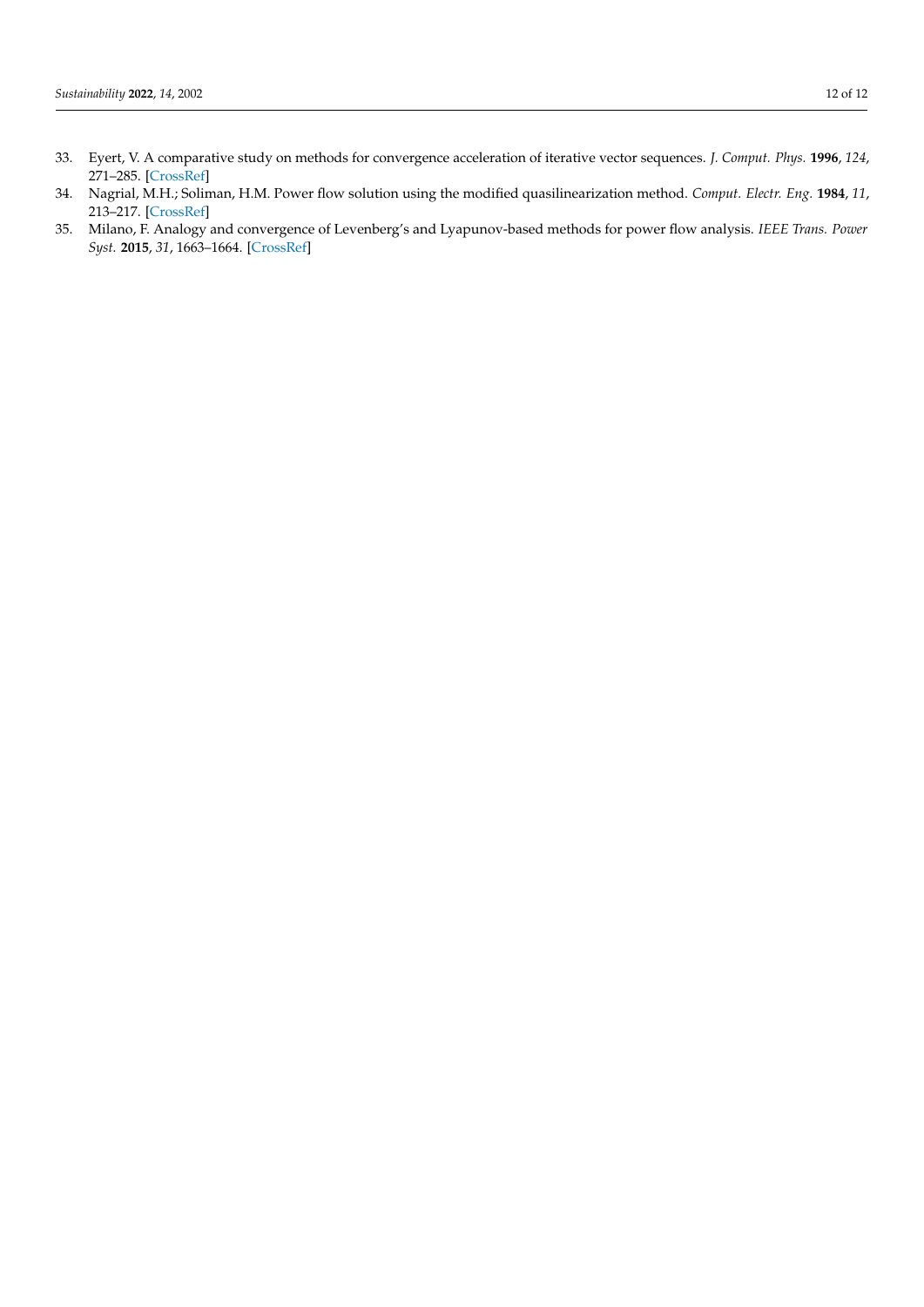33. Eyert, V. A comparative study on methods for convergence acceleration of iterative vector sequences. *J. Comput. Phys.* **1996**, *124*, 271–285. [CrossRef]
34. Nagrial, M.H.; Soliman, H.M. Power flow solution using the modified quasilinearization method. *Comput. Electr. Eng.* **1984**, *11*, 213–217. [CrossRef]
35. Milano, F. Analogy and convergence of Levenberg's and Lyapunov-based methods for power flow analysis. *IEEE Trans. Power Syst.* **2015**, *31*, 1663–1664. [CrossRef]